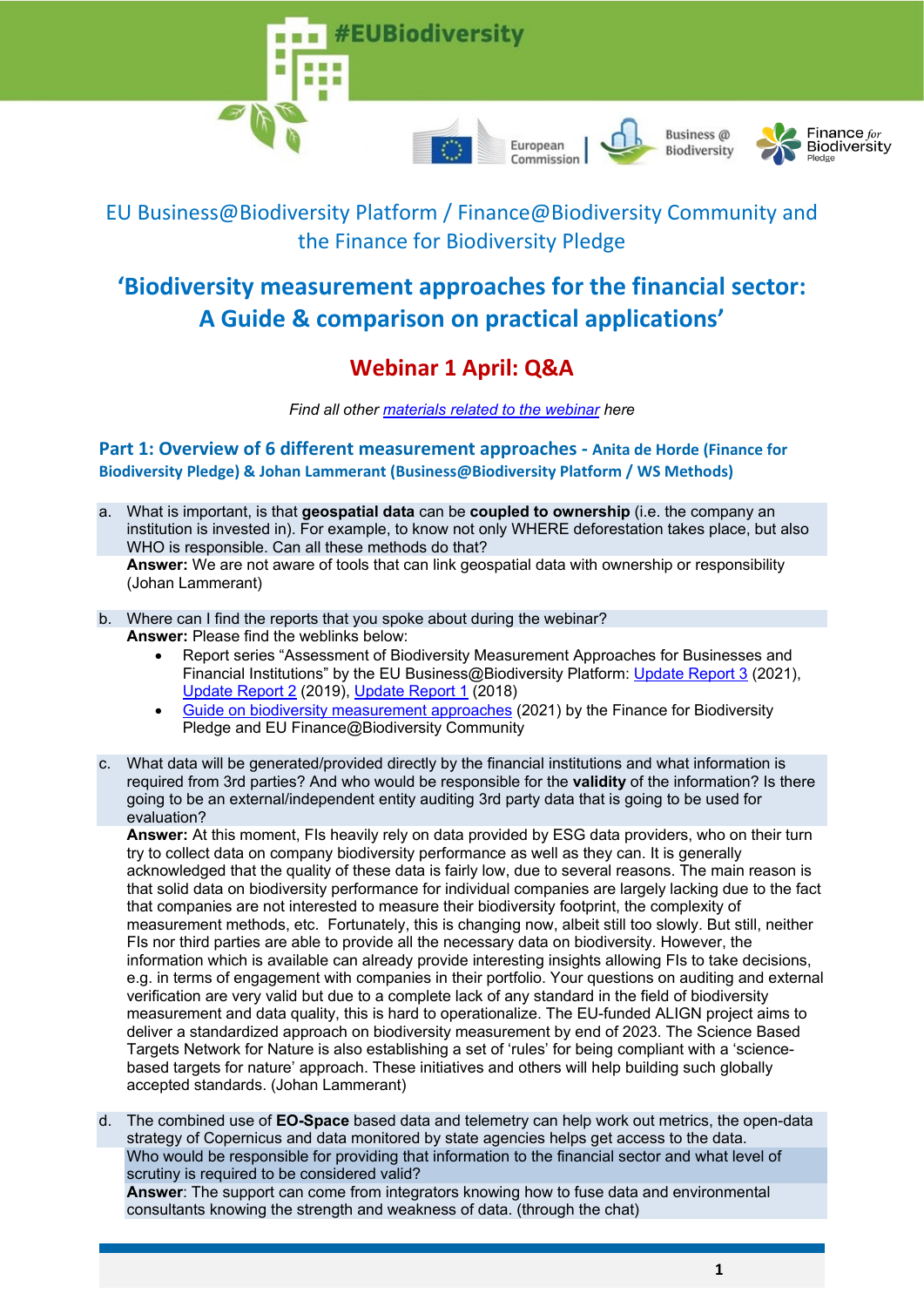# EU Business@Biodiversity Platform / Finance@Biodiversity Community and the Finance for Biodiversity Pledge

## 'Biodiversity measurement approaches for the financial sector: A Guide & comparison on practical applications'

## Webinar 1 April: Q&A

*Find all other materials related to the webinar here*

### Part 1: Overview of 6 different measurement approaches - Anita de Horde (Finance for Biodiversity Pledge) & Johan Lammerant (Business@Biodiversity Platform / WS Methods)

a. What is important, is that **geospatial data** can be **coupled to ownership** (i.e. the company an institution is invested in). For example, to know not only WHERE deforestation takes place, but also WHO is responsible. Can all these methods do that?
**Answer:** We are not aware of tools that can link geospatial data with ownership or responsibility (Johan Lammerant)

b. Where can I find the reports that you spoke about during the webinar?
**Answer:** Please find the weblinks below:
- Report series "Assessment of Biodiversity Measurement Approaches for Businesses and Financial Institutions" by the EU Business@Biodiversity Platform: Update Report 3 (2021), Update Report 2 (2019), Update Report 1 (2018)
- Guide on biodiversity measurement approaches (2021) by the Finance for Biodiversity Pledge and EU Finance@Biodiversity Community

c. What data will be generated/provided directly by the financial institutions and what information is required from 3rd parties? And who would be responsible for the **validity** of the information? Is there going to be an external/independent entity auditing 3rd party data that is going to be used for evaluation?
**Answer:** At this moment, FIs heavily rely on data provided by ESG data providers, who on their turn try to collect data on company biodiversity performance as well as they can. It is generally acknowledged that the quality of these data is fairly low, due to several reasons. The main reason is that solid data on biodiversity performance for individual companies are largely lacking due to the fact that companies are not interested to measure their biodiversity footprint, the complexity of measurement methods, etc. Fortunately, this is changing now, albeit still too slowly. But still, neither FIs nor third parties are able to provide all the necessary data on biodiversity. However, the information which is available can already provide interesting insights allowing FIs to take decisions, e.g. in terms of engagement with companies in their portfolio. Your questions on auditing and external verification are very valid but due to a complete lack of any standard in the field of biodiversity measurement and data quality, this is hard to operationalize. The EU-funded ALIGN project aims to deliver a standardized approach on biodiversity measurement by end of 2023. The Science Based Targets Network for Nature is also establishing a set of 'rules' for being compliant with a 'science-based targets for nature' approach. These initiatives and others will help building such globally accepted standards. (Johan Lammerant)

d. The combined use of **EO-Space** based data and telemetry can help work out metrics, the open-data strategy of Copernicus and data monitored by state agencies helps get access to the data.
Who would be responsible for providing that information to the financial sector and what level of scrutiny is required to be considered valid?
**Answer**: The support can come from integrators knowing how to fuse data and environmental consultants knowing the strength and weakness of data. (through the chat)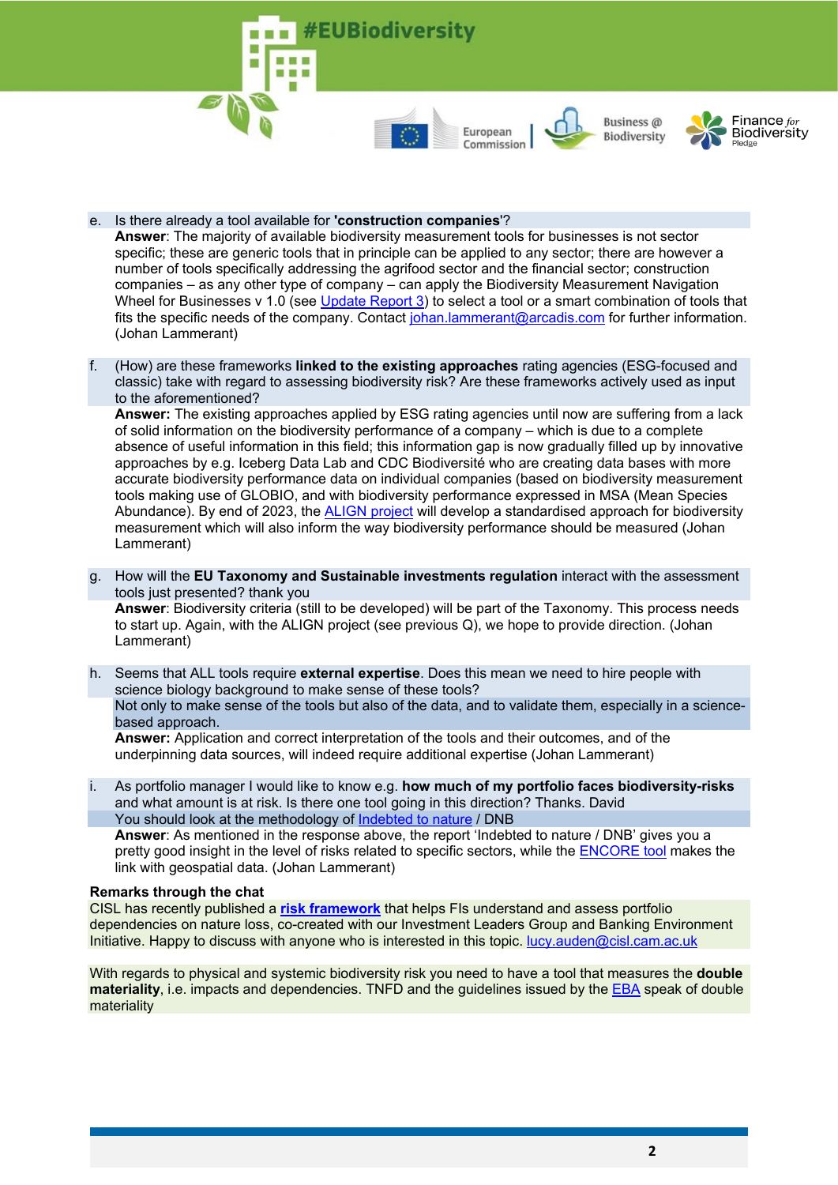e. Is there already a tool available for **'construction companies**'?
   **Answer**: The majority of available biodiversity measurement tools for businesses is not sector specific; these are generic tools that in principle can be applied to any sector; there are however a number of tools specifically addressing the agrifood sector and the financial sector; construction companies – as any other type of company – can apply the Biodiversity Measurement Navigation Wheel for Businesses v 1.0 (see Update Report 3) to select a tool or a smart combination of tools that fits the specific needs of the company. Contact johan.lammerant@arcadis.com for further information. (Johan Lammerant)

f. (How) are these frameworks **linked to the existing approaches** rating agencies (ESG-focused and classic) take with regard to assessing biodiversity risk? Are these frameworks actively used as input to the aforementioned?
   **Answer:** The existing approaches applied by ESG rating agencies until now are suffering from a lack of solid information on the biodiversity performance of a company – which is due to a complete absence of useful information in this field; this information gap is now gradually filled up by innovative approaches by e.g. Iceberg Data Lab and CDC Biodiversité who are creating data bases with more accurate biodiversity performance data on individual companies (based on biodiversity measurement tools making use of GLOBIO, and with biodiversity performance expressed in MSA (Mean Species Abundance). By end of 2023, the ALIGN project will develop a standardised approach for biodiversity measurement which will also inform the way biodiversity performance should be measured (Johan Lammerant)

g. How will the **EU Taxonomy and Sustainable investments regulation** interact with the assessment tools just presented? thank you
   **Answer**: Biodiversity criteria (still to be developed) will be part of the Taxonomy. This process needs to start up. Again, with the ALIGN project (see previous Q), we hope to provide direction. (Johan Lammerant)

h. Seems that ALL tools require **external expertise**. Does this mean we need to hire people with science biology background to make sense of these tools?
   Not only to make sense of the tools but also of the data, and to validate them, especially in a science-based approach.
   **Answer:** Application and correct interpretation of the tools and their outcomes, and of the underpinning data sources, will indeed require additional expertise (Johan Lammerant)

i. As portfolio manager I would like to know e.g. **how much of my portfolio faces biodiversity-risks** and what amount is at risk. Is there one tool going in this direction? Thanks. David
   You should look at the methodology of Indebted to nature / DNB
   **Answer**: As mentioned in the response above, the report 'Indebted to nature / DNB' gives you a pretty good insight in the level of risks related to specific sectors, while the ENCORE tool makes the link with geospatial data. (Johan Lammerant)

**Remarks through the chat**

CISL has recently published a **risk framework** that helps FIs understand and assess portfolio dependencies on nature loss, co-created with our Investment Leaders Group and Banking Environment Initiative. Happy to discuss with anyone who is interested in this topic. lucy.auden@cisl.cam.ac.uk

With regards to physical and systemic biodiversity risk you need to have a tool that measures the **double materiality**, i.e. impacts and dependencies. TNFD and the guidelines issued by the EBA speak of double materiality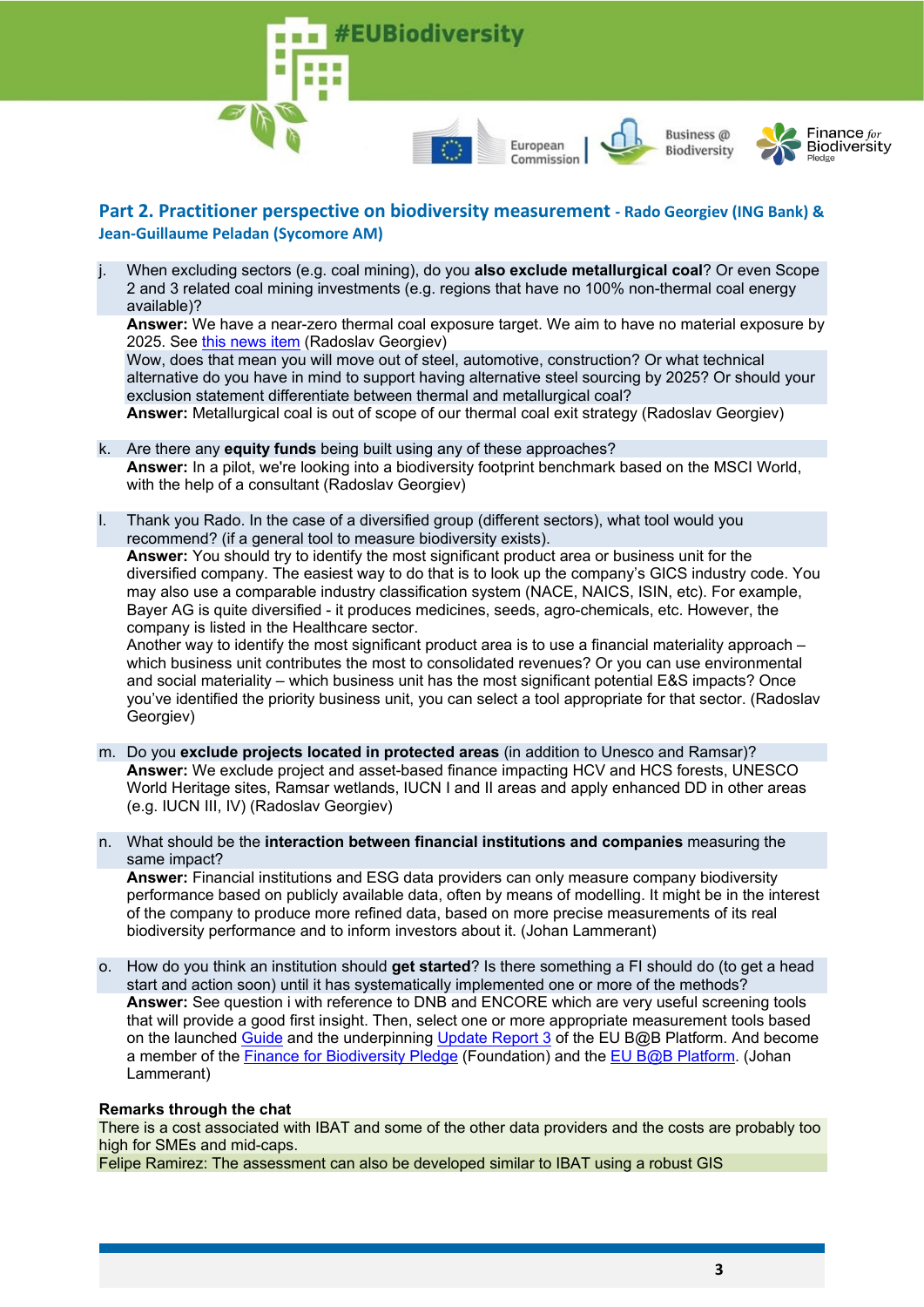## Part 2. Practitioner perspective on biodiversity measurement - Rado Georgiev (ING Bank) & Jean-Guillaume Peladan (Sycomore AM)

j. When excluding sectors (e.g. coal mining), do you **also exclude metallurgical coal**? Or even Scope 2 and 3 related coal mining investments (e.g. regions that have no 100% non-thermal coal energy available)?
   **Answer:** We have a near-zero thermal coal exposure target. We aim to have no material exposure by 2025. See this news item (Radoslav Georgiev)
   Wow, does that mean you will move out of steel, automotive, construction? Or what technical alternative do you have in mind to support having alternative steel sourcing by 2025? Or should your exclusion statement differentiate between thermal and metallurgical coal?
   **Answer:** Metallurgical coal is out of scope of our thermal coal exit strategy (Radoslav Georgiev)

k. Are there any **equity funds** being built using any of these approaches?
   **Answer:** In a pilot, we're looking into a biodiversity footprint benchmark based on the MSCI World, with the help of a consultant (Radoslav Georgiev)

l. Thank you Rado. In the case of a diversified group (different sectors), what tool would you recommend? (if a general tool to measure biodiversity exists).
   **Answer:** You should try to identify the most significant product area or business unit for the diversified company. The easiest way to do that is to look up the company's GICS industry code. You may also use a comparable industry classification system (NACE, NAICS, ISIN, etc). For example, Bayer AG is quite diversified - it produces medicines, seeds, agro-chemicals, etc. However, the company is listed in the Healthcare sector.
   Another way to identify the most significant product area is to use a financial materiality approach – which business unit contributes the most to consolidated revenues? Or you can use environmental and social materiality – which business unit has the most significant potential E&S impacts? Once you've identified the priority business unit, you can select a tool appropriate for that sector. (Radoslav Georgiev)

m. Do you **exclude projects located in protected areas** (in addition to Unesco and Ramsar)?
   **Answer:** We exclude project and asset-based finance impacting HCV and HCS forests, UNESCO World Heritage sites, Ramsar wetlands, IUCN I and II areas and apply enhanced DD in other areas (e.g. IUCN III, IV) (Radoslav Georgiev)

n. What should be the **interaction between financial institutions and companies** measuring the same impact?
   **Answer:** Financial institutions and ESG data providers can only measure company biodiversity performance based on publicly available data, often by means of modelling. It might be in the interest of the company to produce more refined data, based on more precise measurements of its real biodiversity performance and to inform investors about it. (Johan Lammerant)

o. How do you think an institution should **get started**? Is there something a FI should do (to get a head start and action soon) until it has systematically implemented one or more of the methods?
   **Answer:** See question i with reference to DNB and ENCORE which are very useful screening tools that will provide a good first insight. Then, select one or more appropriate measurement tools based on the launched Guide and the underpinning Update Report 3 of the EU B@B Platform. And become a member of the Finance for Biodiversity Pledge (Foundation) and the EU B@B Platform. (Johan Lammerant)

**Remarks through the chat**

There is a cost associated with IBAT and some of the other data providers and the costs are probably too high for SMEs and mid-caps.

Felipe Ramirez: The assessment can also be developed similar to IBAT using a robust GIS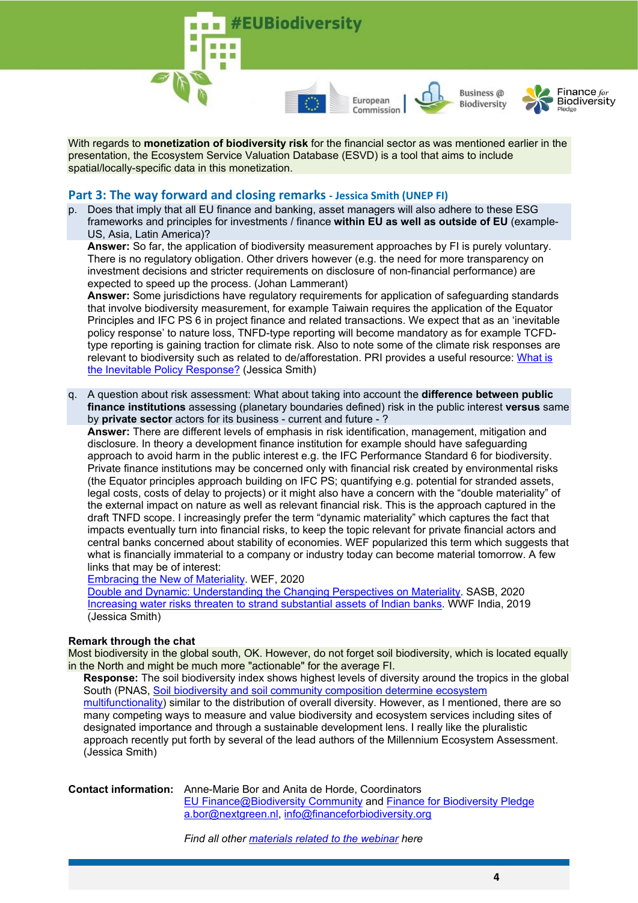With regards to **monetization of biodiversity risk** for the financial sector as was mentioned earlier in the presentation, the Ecosystem Service Valuation Database (ESVD) is a tool that aims to include spatial/locally-specific data in this monetization.

## Part 3: The way forward and closing remarks - Jessica Smith (UNEP FI)

p. Does that imply that all EU finance and banking, asset managers will also adhere to these ESG frameworks and principles for investments / finance **within EU as well as outside of EU** (example- US, Asia, Latin America)?

**Answer:** So far, the application of biodiversity measurement approaches by FI is purely voluntary. There is no regulatory obligation. Other drivers however (e.g. the need for more transparency on investment decisions and stricter requirements on disclosure of non-financial performance) are expected to speed up the process. (Johan Lammerant)

**Answer:** Some jurisdictions have regulatory requirements for application of safeguarding standards that involve biodiversity measurement, for example Taiwain requires the application of the Equator Principles and IFC PS 6 in project finance and related transactions. We expect that as an 'inevitable policy response' to nature loss, TNFD-type reporting will become mandatory as for example TCFD-type reporting is gaining traction for climate risk. Also to note some of the climate risk responses are relevant to biodiversity such as related to de/afforestation. PRI provides a useful resource: What is the Inevitable Policy Response? (Jessica Smith)

q. A question about risk assessment: What about taking into account the **difference between public finance institutions** assessing (planetary boundaries defined) risk in the public interest **versus** same by **private sector** actors for its business - current and future - ?

**Answer:** There are different levels of emphasis in risk identification, management, mitigation and disclosure. In theory a development finance institution for example should have safeguarding approach to avoid harm in the public interest e.g. the IFC Performance Standard 6 for biodiversity. Private finance institutions may be concerned only with financial risk created by environmental risks (the Equator principles approach building on IFC PS; quantifying e.g. potential for stranded assets, legal costs, costs of delay to projects) or it might also have a concern with the "double materiality" of the external impact on nature as well as relevant financial risk. This is the approach captured in the draft TNFD scope. I increasingly prefer the term "dynamic materiality" which captures the fact that impacts eventually turn into financial risks, to keep the topic relevant for private financial actors and central banks concerned about stability of economies. WEF popularized this term which suggests that what is financially immaterial to a company or industry today can become material tomorrow. A few links that may be of interest:

Embracing the New of Materiality. WEF, 2020
Double and Dynamic: Understanding the Changing Perspectives on Materiality. SASB, 2020
Increasing water risks threaten to strand substantial assets of Indian banks. WWF India, 2019
(Jessica Smith)

**Remark through the chat**

Most biodiversity in the global south, OK. However, do not forget soil biodiversity, which is located equally in the North and might be much more "actionable" for the average FI.

**Response:** The soil biodiversity index shows highest levels of diversity around the tropics in the global South (PNAS, Soil biodiversity and soil community composition determine ecosystem multifunctionality) similar to the distribution of overall diversity. However, as I mentioned, there are so many competing ways to measure and value biodiversity and ecosystem services including sites of designated importance and through a sustainable development lens. I really like the pluralistic approach recently put forth by several of the lead authors of the Millennium Ecosystem Assessment. (Jessica Smith)

**Contact information:** Anne-Marie Bor and Anita de Horde, Coordinators
EU Finance@Biodiversity Community and Finance for Biodiversity Pledge
a.bor@nextgreen.nl, info@financeforbiodiversity.org

*Find all other materials related to the webinar here*